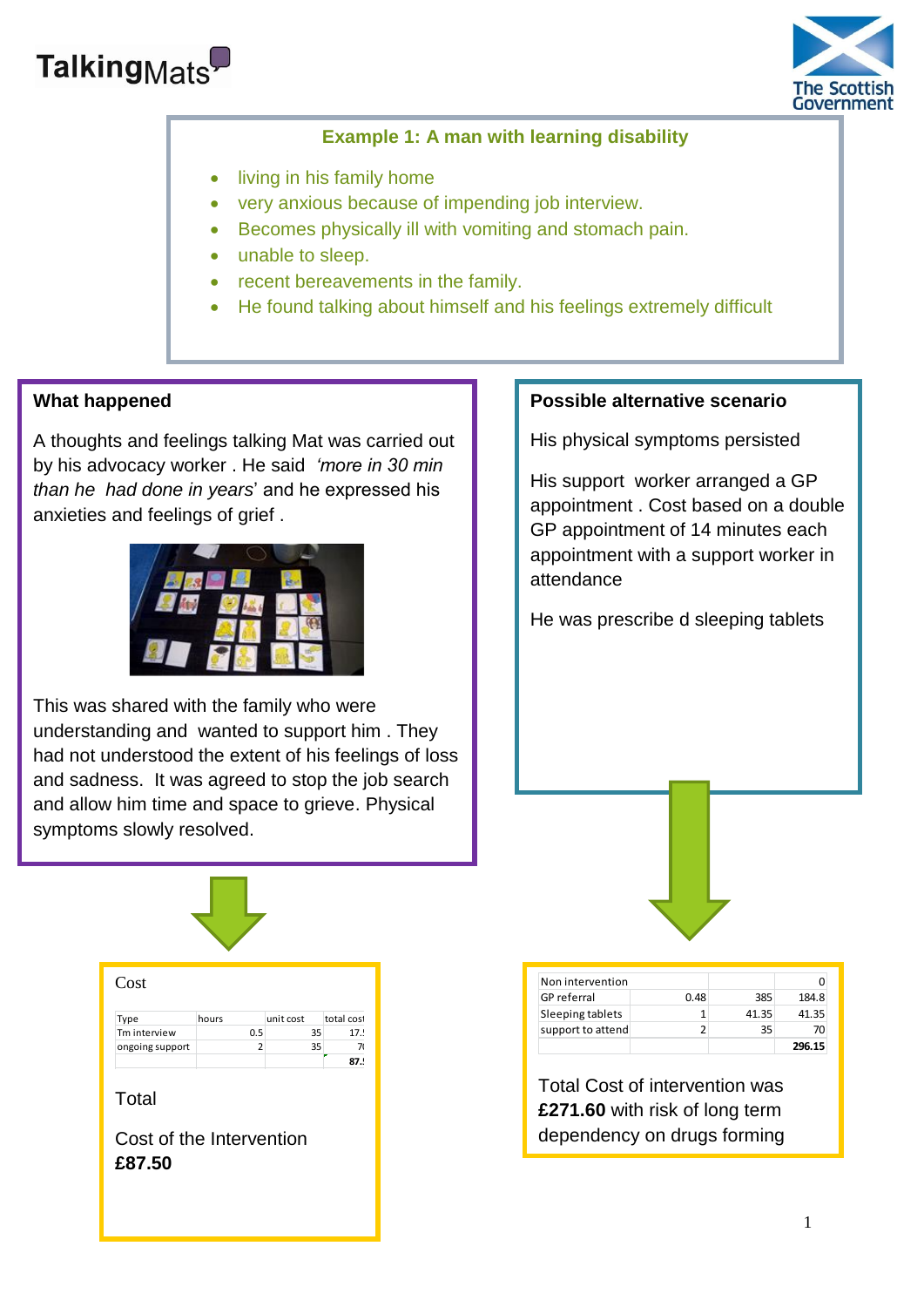TalkingMats

The Scottish Government

### Example 1: A man with learning disability

- living in his family home
- very anxious because of impending job interview.
- Becomes physically ill with vomiting and stomach pain.
- unable to sleep.
- recent bereavements in the family.
- He found talking about himself and his feelings extremely difficult

### What happened

A thoughts and feelings talking Mat was carried out by his advocacy worker . He said *'more in 30 min than he had done in years*' and he expressed his anxieties and feelings of grief .

This was shared with the family who were understanding and wanted to support him . They had not understood the extent of his feelings of loss and sadness. It was agreed to stop the job search and allow him time and space to grieve. Physical symptoms slowly resolved.

Cost

| Type | hours | unit cost | total cost |
|---|---|---|---|
| Tm interview | 0.5 | 35 | 17.! |
| ongoing support | 2 | 35 | 7( |
| | | | 87.! |

Total

Cost of the Intervention **£87.50**

### Possible alternative scenario

His physical symptoms persisted

His support worker arranged a GP appointment . Cost based on a double GP appointment of 14 minutes each appointment with a support worker in attendance

He was prescribe d sleeping tablets

| | | | |
|---|---|---|---|
| Non intervention | | | 0 |
| GP referral | 0.48 | 385 | 184.8 |
| Sleeping tablets | 1 | 41.35 | 41.35 |
| support to attend | 2 | 35 | 70 |
| | | | **296.15** |

Total Cost of intervention was **£271.60** with risk of long term dependency on drugs forming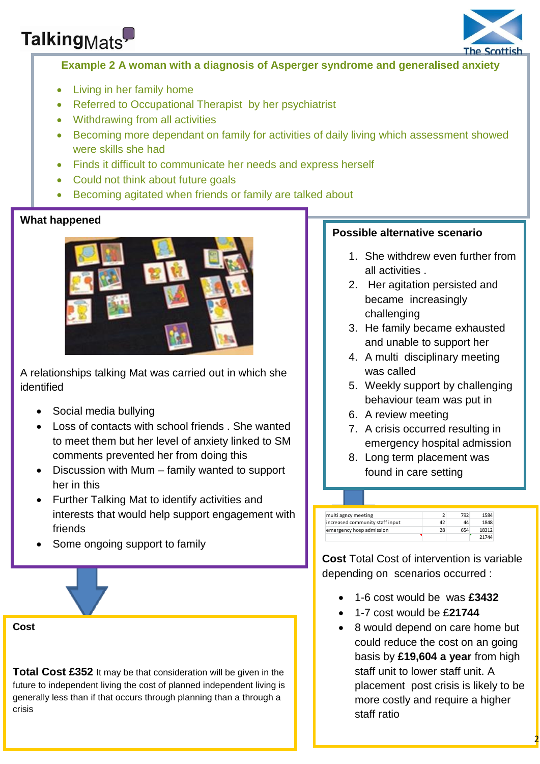## Example 2 A woman with a diagnosis of Asperger syndrome and generalised anxiety

- Living in her family home
- Referred to Occupational Therapist by her psychiatrist
- Withdrawing from all activities
- Becoming more dependant on family for activities of daily living which assessment showed were skills she had
- Finds it difficult to communicate her needs and express herself
- Could not think about future goals
- Becoming agitated when friends or family are talked about

### What happened

A relationships talking Mat was carried out in which she identified

- Social media bullying
- Loss of contacts with school friends . She wanted to meet them but her level of anxiety linked to SM comments prevented her from doing this
- Discussion with Mum – family wanted to support her in this
- Further Talking Mat to identify activities and interests that would help support engagement with friends
- Some ongoing support to family

### Cost

**Total Cost £352** It may be that consideration will be given in the future to independent living the cost of planned independent living is generally less than if that occurs through planning than a through a crisis

### Possible alternative scenario

1. She withdrew even further from all activities .
2. Her agitation persisted and became increasingly challenging
3. He family became exhausted and unable to support her
4. A multi disciplinary meeting was called
5. Weekly support by challenging behaviour team was put in
6. A review meeting
7. A crisis occurred resulting in emergency hospital admission
8. Long term placement was found in care setting

| | | | |
|---|---|---|---|
| multi agncy meeting | 2 | 792 | 1584 |
| increased community staff input | 42 | 44 | 1848 |
| emergency hosp admission | 28 | 654 | 18312 |
| | | | 21744 |

**Cost** Total Cost of intervention is variable depending on scenarios occurred :

- 1-6 cost would be was **£3432**
- 1-7 cost would be £**21744**
- 8 would depend on care home but could reduce the cost on an going basis by **£19,604 a year** from high staff unit to lower staff unit. A placement post crisis is likely to be more costly and require a higher staff ratio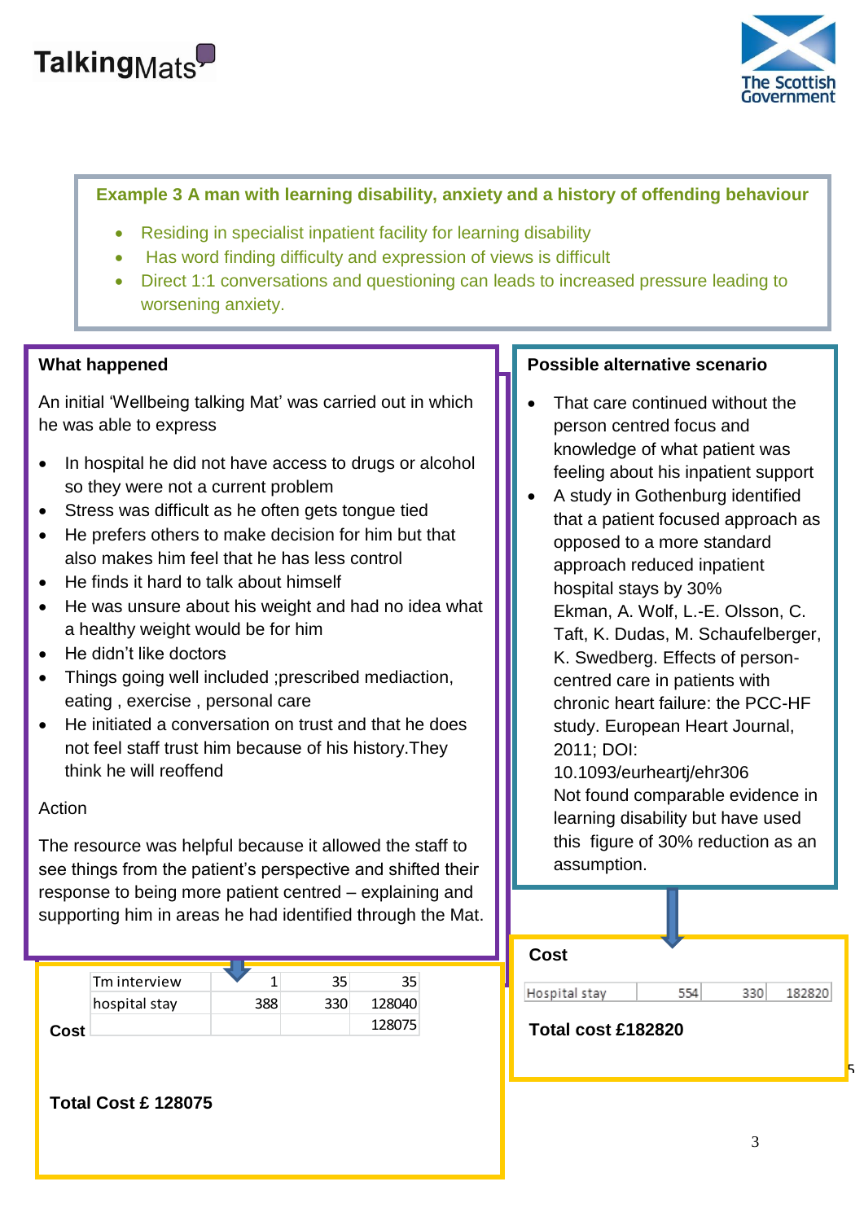## Example 3 A man with learning disability, anxiety and a history of offending behaviour

- Residing in specialist inpatient facility for learning disability
- Has word finding difficulty and expression of views is difficult
- Direct 1:1 conversations and questioning can leads to increased pressure leading to worsening anxiety.

**What happened**

An initial 'Wellbeing talking Mat' was carried out in which he was able to express

- In hospital he did not have access to drugs or alcohol so they were not a current problem
- Stress was difficult as he often gets tongue tied
- He prefers others to make decision for him but that also makes him feel that he has less control
- He finds it hard to talk about himself
- He was unsure about his weight and had no idea what a healthy weight would be for him
- He didn't like doctors
- Things going well included ;prescribed mediaction, eating , exercise , personal care
- He initiated a conversation on trust and that he does not feel staff trust him because of his history.They think he will reoffend

Action

The resource was helpful because it allowed the staff to see things from the patient's perspective and shifted their response to being more patient centred – explaining and supporting him in areas he had identified through the Mat.

**Cost**

| | | | |
|---|---|---|---|
| Tm interview | 1 | 35 | 35 |
| hospital stay | 388 | 330 | 128040 |
| | | | 128075 |

**Total Cost £ 128075**

**Possible alternative scenario**

- That care continued without the person centred focus and knowledge of what patient was feeling about his inpatient support
- A study in Gothenburg identified that a patient focused approach as opposed to a more standard approach reduced inpatient hospital stays by 30%
  Ekman, A. Wolf, L.-E. Olsson, C. Taft, K. Dudas, M. Schaufelberger, K. Swedberg. Effects of person-centred care in patients with chronic heart failure: the PCC-HF study. European Heart Journal, 2011; DOI: 10.1093/eurheartj/ehr306
  Not found comparable evidence in learning disability but have used this figure of 30% reduction as an assumption.

**Cost**

| | | | |
|---|---|---|---|
| Hospital stay | 554 | 330 | 182820 |

**Total cost £182820**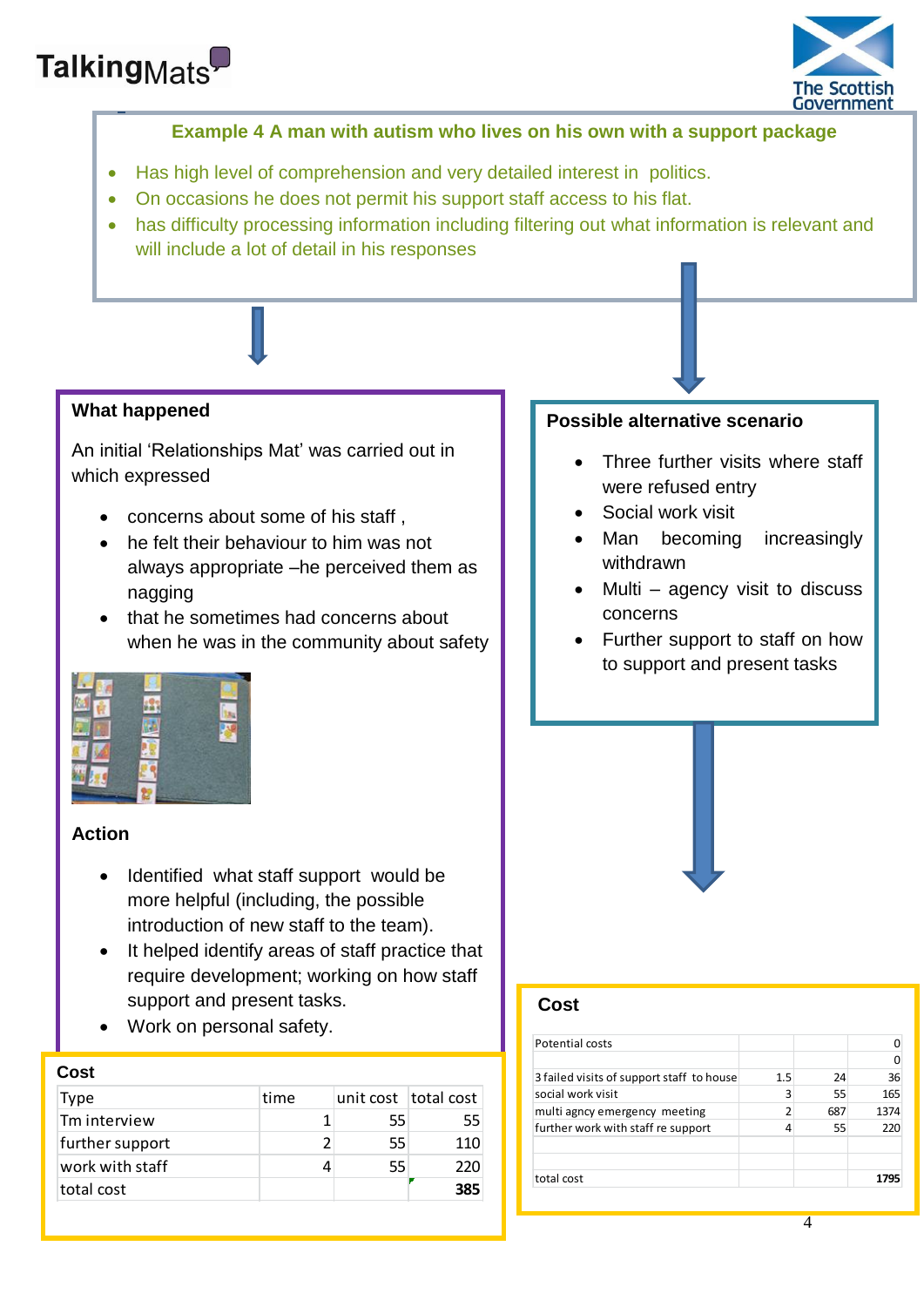## Example 4 A man with autism who lives on his own with a support package

- Has high level of comprehension and very detailed interest in politics.
- On occasions he does not permit his support staff access to his flat.
- has difficulty processing information including filtering out what information is relevant and will include a lot of detail in his responses

### What happened

An initial 'Relationships Mat' was carried out in which expressed

- concerns about some of his staff ,
- he felt their behaviour to him was not always appropriate –he perceived them as nagging
- that he sometimes had concerns about when he was in the community about safety

### Action

- Identified what staff support would be more helpful (including, the possible introduction of new staff to the team).
- It helped identify areas of staff practice that require development; working on how staff support and present tasks.
- Work on personal safety.

### Cost

| Type | time | unit cost | total cost |
|---|---|---|---|
| Tm interview | 1 | 55 | 55 |
| further support | 2 | 55 | 110 |
| work with staff | 4 | 55 | 220 |
| total cost | | | **385** |

### Possible alternative scenario

- Three further visits where staff were refused entry
- Social work visit
- Man becoming increasingly withdrawn
- Multi – agency visit to discuss concerns
- Further support to staff on how to support and present tasks

### Cost

| Potential costs | | | 0 |
|---|---|---|---|
| | | | 0 |
| 3 failed visits of support staff to house | 1.5 | 24 | 36 |
| social work visit | 3 | 55 | 165 |
| multi agncy emergency meeting | 2 | 687 | 1374 |
| further work with staff re support | 4 | 55 | 220 |
| | | | |
| total cost | | | **1795** |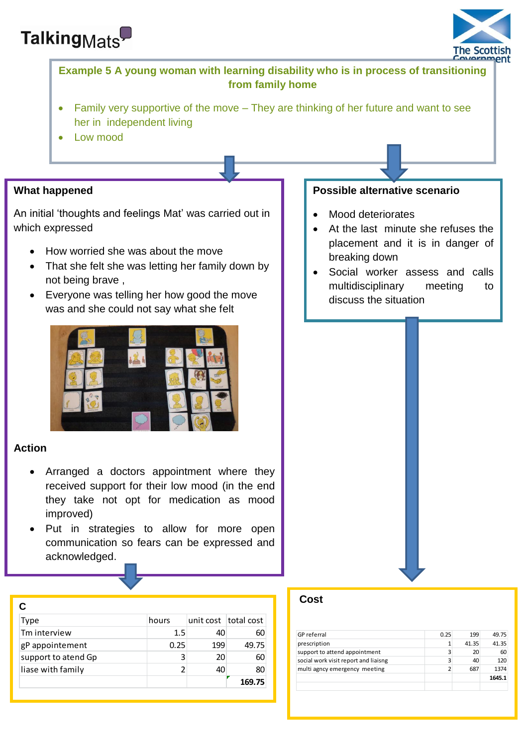TalkingMats

The Scottish Government

## Example 5 A young woman with learning disability who is in process of transitioning from family home

- Family very supportive of the move – They are thinking of her future and want to see her in independent living
- Low mood

### What happened

An initial 'thoughts and feelings Mat' was carried out in which expressed

- How worried she was about the move
- That she felt she was letting her family down by not being brave ,
- Everyone was telling her how good the move was and she could not say what she felt

### Action

- Arranged a doctors appointment where they received support for their low mood (in the end they take not opt for medication as mood improved)
- Put in strategies to allow for more open communication so fears can be expressed and acknowledged.

### C

| Type | hours | unit cost | total cost |
|---|---|---|---|
| Tm interview | 1.5 | 40 | 60 |
| gP appointement | 0.25 | 199 | 49.75 |
| support to atend Gp | 3 | 20 | 60 |
| liase with family | 2 | 40 | 80 |
| | | | 169.75 |

### Possible alternative scenario

- Mood deteriorates
- At the last minute she refuses the placement and it is in danger of breaking down
- Social worker assess and calls multidisciplinary meeting to discuss the situation

### Cost

| | | | |
|---|---|---|---|
| GP referral | 0.25 | 199 | 49.75 |
| prescription | 1 | 41.35 | 41.35 |
| support to attend appointment | 3 | 20 | 60 |
| social work visit report and liaisng | 3 | 40 | 120 |
| multi agncy emergency meeting | 2 | 687 | 1374 |
| | | | 1645.1 |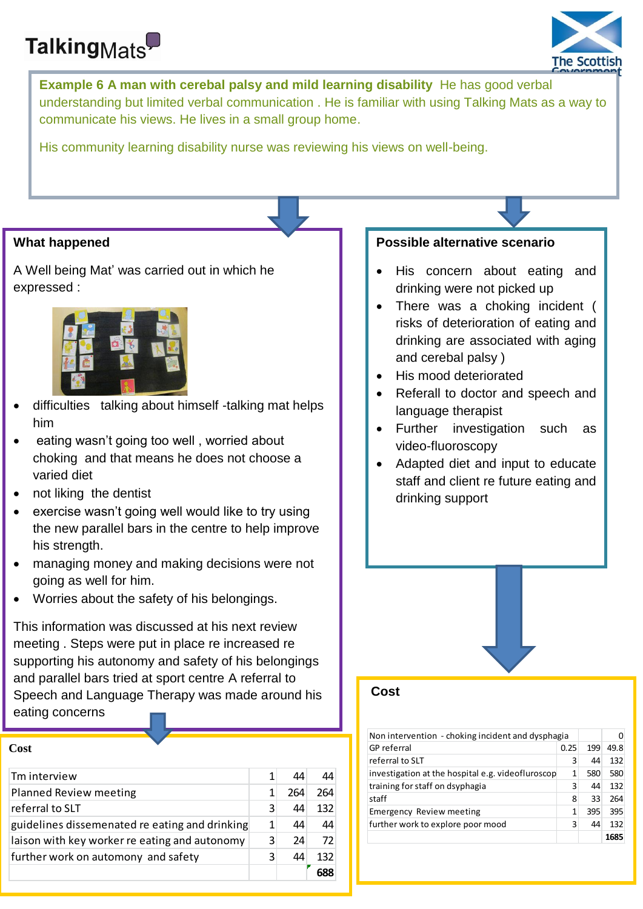TalkingMats

The Scottish Government

**Example 6 A man with cerebal palsy and mild learning disability** He has good verbal understanding but limited verbal communication . He is familiar with using Talking Mats as a way to communicate his views. He lives in a small group home.

His community learning disability nurse was reviewing his views on well-being.

## What happened

A Well being Mat' was carried out in which he expressed :

- difficulties talking about himself -talking mat helps him
- eating wasn't going too well , worried about choking and that means he does not choose a varied diet
- not liking the dentist
- exercise wasn't going well would like to try using the new parallel bars in the centre to help improve his strength.
- managing money and making decisions were not going as well for him.
- Worries about the safety of his belongings.

This information was discussed at his next review meeting . Steps were put in place re increased re supporting his autonomy and safety of his belongings and parallel bars tried at sport centre A referral to Speech and Language Therapy was made around his eating concerns

### Cost

| | | | |
|---|---|---|---|
| Tm interview | 1 | 44 | 44 |
| Planned Review meeting | 1 | 264 | 264 |
| referral to SLT | 3 | 44 | 132 |
| guidelines dissemenated re eating and drinking | 1 | 44 | 44 |
| laison with key worker re eating and autonomy | 3 | 24 | 72 |
| further work on automony and safety | 3 | 44 | 132 |
| | | | 688 |

## Possible alternative scenario

- His concern about eating and drinking were not picked up
- There was a choking incident ( risks of deterioration of eating and drinking are associated with aging and cerebal palsy )
- His mood deteriorated
- Referall to doctor and speech and language therapist
- Further investigation such as video-fluoroscopy
- Adapted diet and input to educate staff and client re future eating and drinking support

### Cost

| | | | |
|---|---|---|---|
| Non intervention - choking incident and dysphagia | | | 0 |
| GP referral | 0.25 | 199 | 49.8 |
| referral to SLT | 3 | 44 | 132 |
| investigation at the hospital e.g. videofluroscop | 1 | 580 | 580 |
| training for staff on dsyphagia | 3 | 44 | 132 |
| staff | 8 | 33 | 264 |
| Emergency Review meeting | 1 | 395 | 395 |
| further work to explore poor mood | 3 | 44 | 132 |
| | | | 1685 |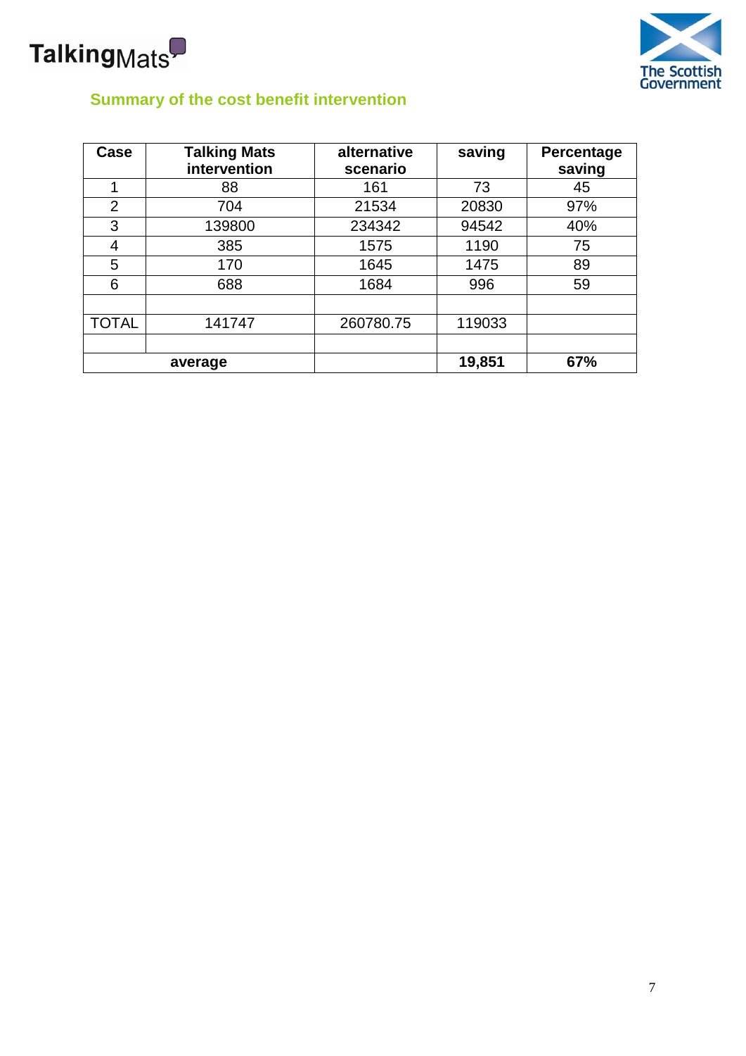## Summary of the cost benefit intervention

| Case | Talking Mats intervention | alternative scenario | saving | Percentage saving |
| --- | --- | --- | --- | --- |
| 1 | 88 | 161 | 73 | 45 |
| 2 | 704 | 21534 | 20830 | 97% |
| 3 | 139800 | 234342 | 94542 | 40% |
| 4 | 385 | 1575 | 1190 | 75 |
| 5 | 170 | 1645 | 1475 | 89 |
| 6 | 688 | 1684 | 996 | 59 |
| | | | | |
| TOTAL | 141747 | 260780.75 | 119033 | |
| | | | | |
| **average** | | | **19,851** | **67%** |